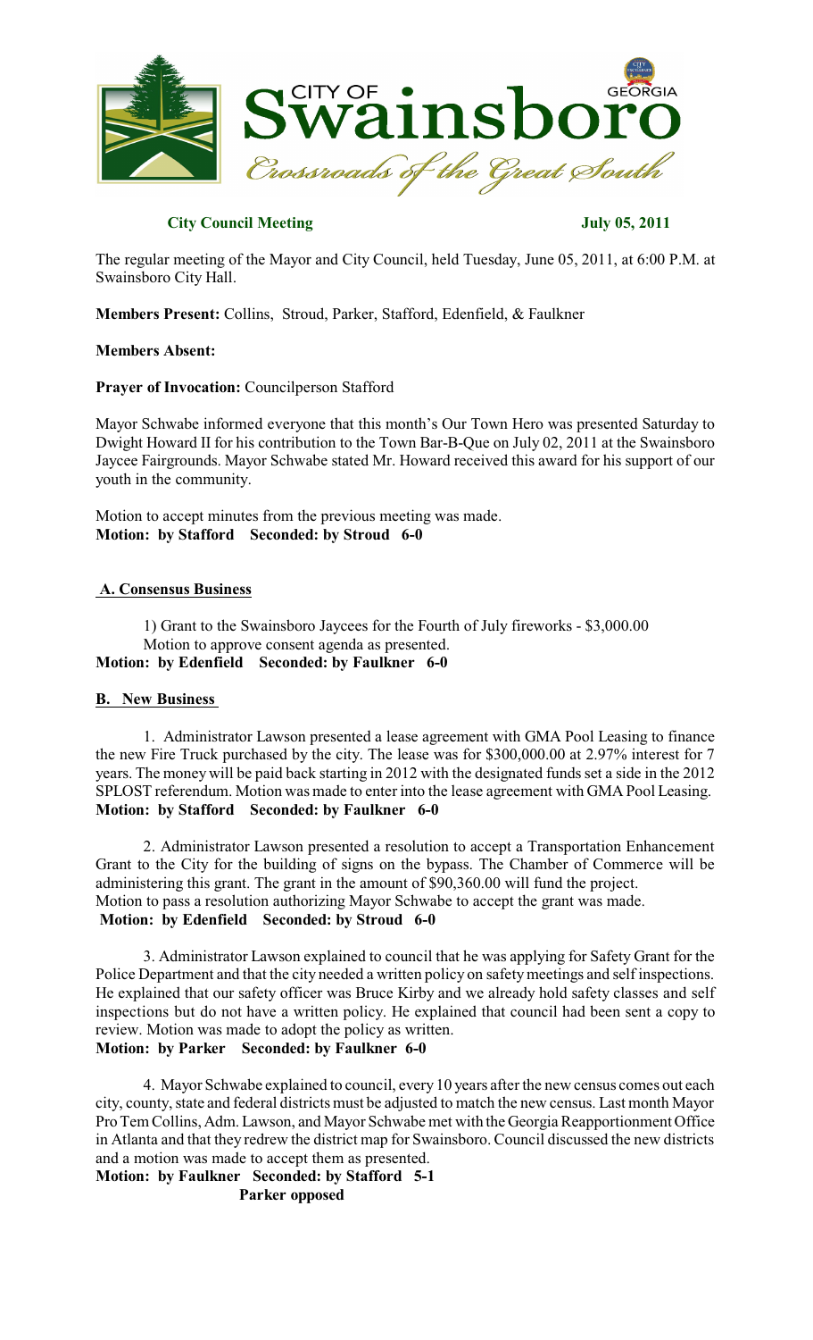CITY OF Swainsboro GEORGIA
Crossroads of the Great South

**City Council Meeting** **July 05, 2011**

The regular meeting of the Mayor and City Council, held Tuesday, June 05, 2011, at 6:00 P.M. at Swainsboro City Hall.

**Members Present:** Collins, Stroud, Parker, Stafford, Edenfield, & Faulkner

**Members Absent:**

**Prayer of Invocation:** Councilperson Stafford

Mayor Schwabe informed everyone that this month's Our Town Hero was presented Saturday to Dwight Howard II for his contribution to the Town Bar-B-Que on July 02, 2011 at the Swainsboro Jaycee Fairgrounds. Mayor Schwabe stated Mr. Howard received this award for his support of our youth in the community.

Motion to accept minutes from the previous meeting was made.
**Motion: by Stafford Seconded: by Stroud 6-0**

## A. Consensus Business

1) Grant to the Swainsboro Jaycees for the Fourth of July fireworks - $3,000.00
Motion to approve consent agenda as presented.
**Motion: by Edenfield Seconded: by Faulkner 6-0**

## B. New Business

1. Administrator Lawson presented a lease agreement with GMA Pool Leasing to finance the new Fire Truck purchased by the city. The lease was for $300,000.00 at 2.97% interest for 7 years. The money will be paid back starting in 2012 with the designated funds set a side in the 2012 SPLOST referendum. Motion was made to enter into the lease agreement with GMA Pool Leasing.
**Motion: by Stafford Seconded: by Faulkner 6-0**

2. Administrator Lawson presented a resolution to accept a Transportation Enhancement Grant to the City for the building of signs on the bypass. The Chamber of Commerce will be administering this grant. The grant in the amount of $90,360.00 will fund the project.
Motion to pass a resolution authorizing Mayor Schwabe to accept the grant was made.
**Motion: by Edenfield Seconded: by Stroud 6-0**

3. Administrator Lawson explained to council that he was applying for Safety Grant for the Police Department and that the city needed a written policy on safety meetings and self inspections. He explained that our safety officer was Bruce Kirby and we already hold safety classes and self inspections but do not have a written policy. He explained that council had been sent a copy to review. Motion was made to adopt the policy as written.
**Motion: by Parker Seconded: by Faulkner 6-0**

4. Mayor Schwabe explained to council, every 10 years after the new census comes out each city, county, state and federal districts must be adjusted to match the new census. Last month Mayor Pro Tem Collins, Adm. Lawson, and Mayor Schwabe met with the Georgia Reapportionment Office in Atlanta and that they redrew the district map for Swainsboro. Council discussed the new districts and a motion was made to accept them as presented.
**Motion: by Faulkner Seconded: by Stafford 5-1**
**Parker opposed**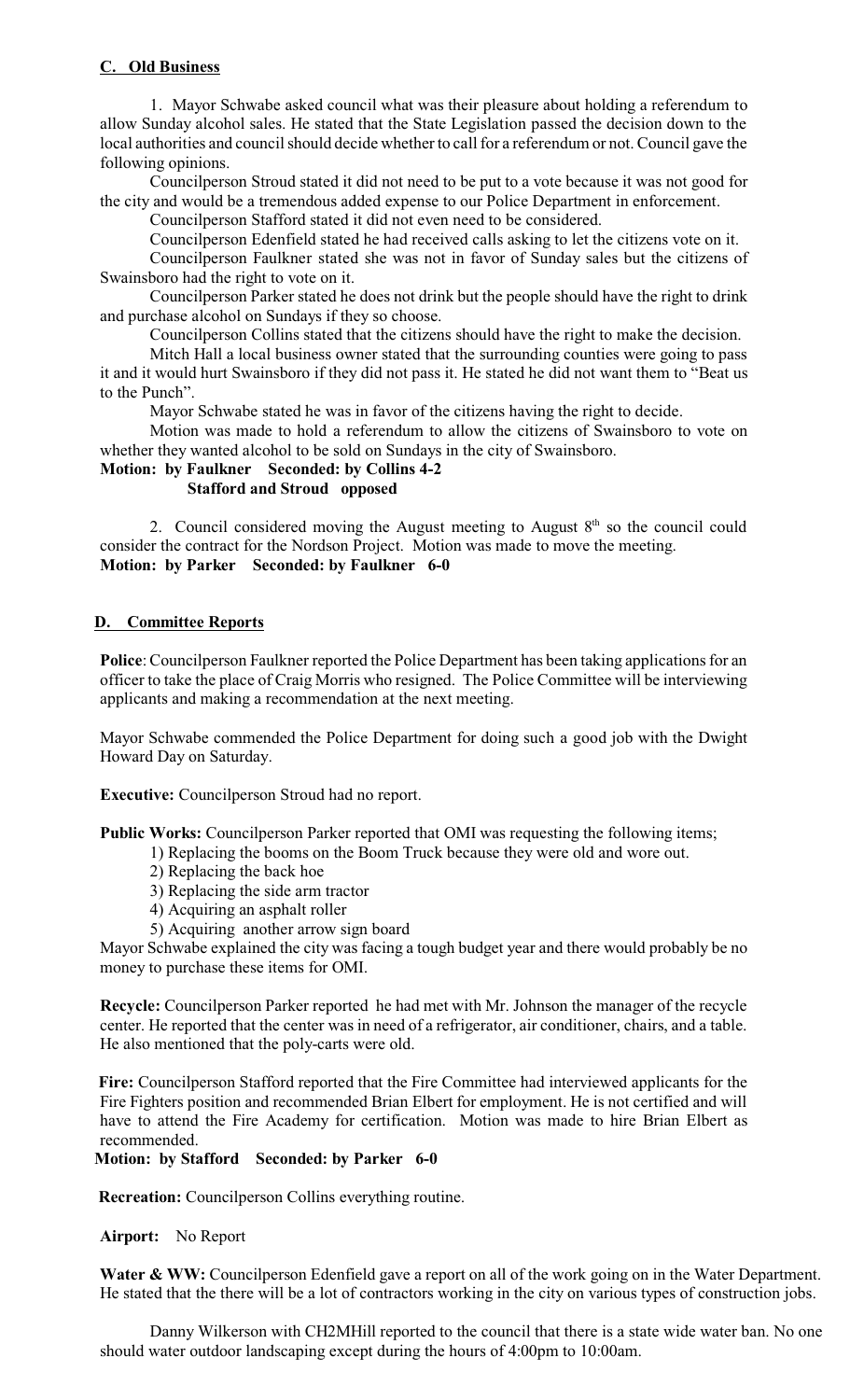## C. Old Business

1. Mayor Schwabe asked council what was their pleasure about holding a referendum to allow Sunday alcohol sales. He stated that the State Legislation passed the decision down to the local authorities and council should decide whether to call for a referendum or not. Council gave the following opinions.

Councilperson Stroud stated it did not need to be put to a vote because it was not good for the city and would be a tremendous added expense to our Police Department in enforcement.

Councilperson Stafford stated it did not even need to be considered.

Councilperson Edenfield stated he had received calls asking to let the citizens vote on it.

Councilperson Faulkner stated she was not in favor of Sunday sales but the citizens of Swainsboro had the right to vote on it.

Councilperson Parker stated he does not drink but the people should have the right to drink and purchase alcohol on Sundays if they so choose.

Councilperson Collins stated that the citizens should have the right to make the decision.

Mitch Hall a local business owner stated that the surrounding counties were going to pass it and it would hurt Swainsboro if they did not pass it. He stated he did not want them to "Beat us to the Punch".

Mayor Schwabe stated he was in favor of the citizens having the right to decide.

Motion was made to hold a referendum to allow the citizens of Swainsboro to vote on whether they wanted alcohol to be sold on Sundays in the city of Swainsboro.

**Motion: by Faulkner Seconded: by Collins 4-2**
**Stafford and Stroud opposed**

2. Council considered moving the August meeting to August 8th so the council could consider the contract for the Nordson Project. Motion was made to move the meeting.

**Motion: by Parker Seconded: by Faulkner 6-0**

## D. Committee Reports

**Police**: Councilperson Faulkner reported the Police Department has been taking applications for an officer to take the place of Craig Morris who resigned. The Police Committee will be interviewing applicants and making a recommendation at the next meeting.

Mayor Schwabe commended the Police Department for doing such a good job with the Dwight Howard Day on Saturday.

**Executive:** Councilperson Stroud had no report.

**Public Works:** Councilperson Parker reported that OMI was requesting the following items;

1) Replacing the booms on the Boom Truck because they were old and wore out.
2) Replacing the back hoe
3) Replacing the side arm tractor
4) Acquiring an asphalt roller
5) Acquiring another arrow sign board

Mayor Schwabe explained the city was facing a tough budget year and there would probably be no money to purchase these items for OMI.

**Recycle:** Councilperson Parker reported he had met with Mr. Johnson the manager of the recycle center. He reported that the center was in need of a refrigerator, air conditioner, chairs, and a table. He also mentioned that the poly-carts were old.

**Fire:** Councilperson Stafford reported that the Fire Committee had interviewed applicants for the Fire Fighters position and recommended Brian Elbert for employment. He is not certified and will have to attend the Fire Academy for certification. Motion was made to hire Brian Elbert as recommended.

**Motion: by Stafford Seconded: by Parker 6-0**

**Recreation:** Councilperson Collins everything routine.

**Airport:** No Report

**Water & WW:** Councilperson Edenfield gave a report on all of the work going on in the Water Department. He stated that the there will be a lot of contractors working in the city on various types of construction jobs.

Danny Wilkerson with CH2MHill reported to the council that there is a state wide water ban. No one should water outdoor landscaping except during the hours of 4:00pm to 10:00am.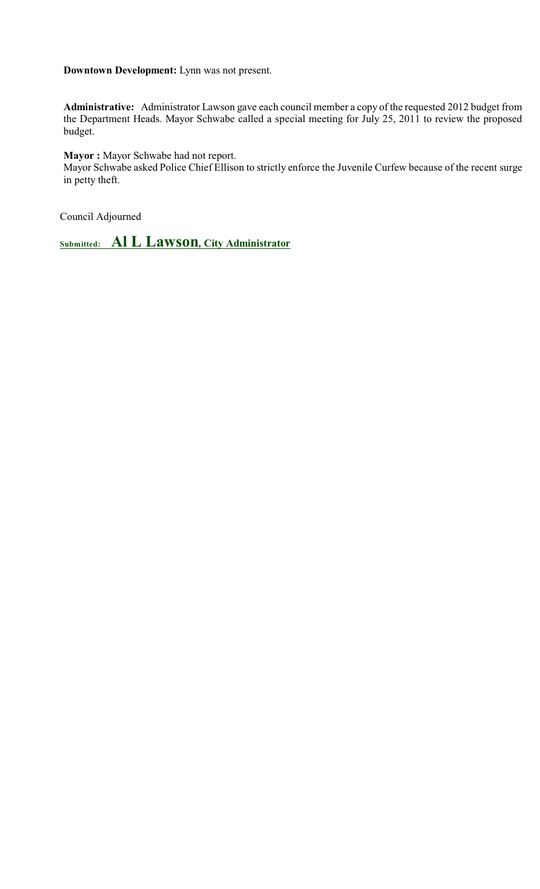**Downtown Development:** Lynn was not present.

**Administrative:** Administrator Lawson gave each council member a copy of the requested 2012 budget from the Department Heads. Mayor Schwabe called a special meeting for July 25, 2011 to review the proposed budget.

**Mayor :** Mayor Schwabe had not report.
Mayor Schwabe asked Police Chief Ellison to strictly enforce the Juvenile Curfew because of the recent surge in petty theft.

Council Adjourned

**Submitted: Al L Lawson, City Administrator**